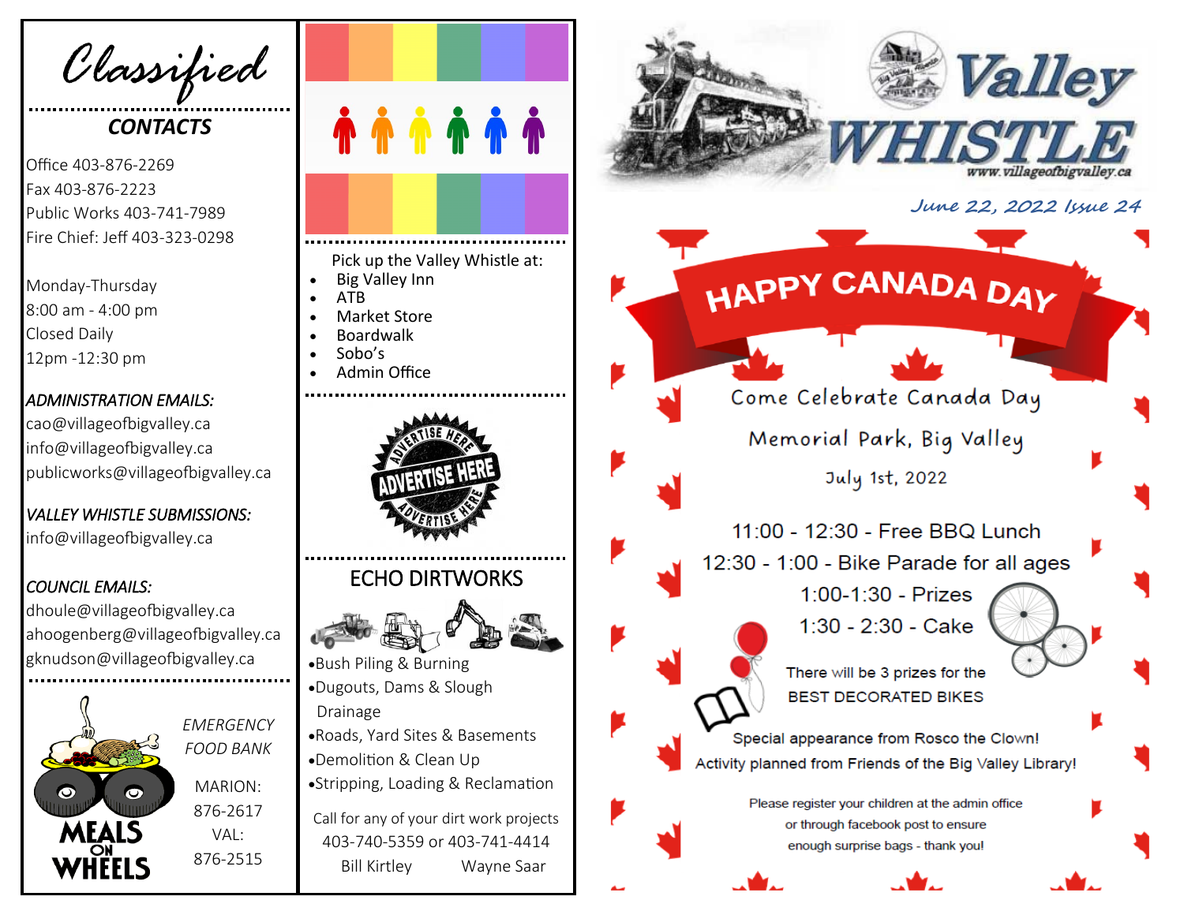# Classified

## CONTACTS

Office 403-876-2269
Fax 403-876-2223
Public Works 403-741-7989
Fire Chief: Jeff 403-323-0298

Monday-Thursday
8:00 am - 4:00 pm
Closed Daily
12pm -12:30 pm

*ADMINISTRATION EMAILS:*
cao@villageofbigvalley.ca
info@villageofbigvalley.ca
publicworks@villageofbigvalley.ca

*VALLEY WHISTLE SUBMISSIONS:*
info@villageofbigvalley.ca

*COUNCIL EMAILS:*
dhoule@villageofbigvalley.ca
ahoogenberg@villageofbigvalley.ca
gknudson@villageofbigvalley.ca

MEALS ON WHEELS

*EMERGENCY FOOD BANK*

MARION:
876-2617
VAL:
876-2515

Pick up the Valley Whistle at:

- Big Valley Inn
- ATB
- Market Store
- Boardwalk
- Sobo's
- Admin Office

ADVERTISE HERE

## ECHO DIRTWORKS

- Bush Piling & Burning
- Dugouts, Dams & Slough Drainage
- Roads, Yard Sites & Basements
- Demolition & Clean Up
- Stripping, Loading & Reclamation

Call for any of your dirt work projects
403-740-5359 or 403-741-4414
Bill Kirtley Wayne Saar

# Valley WHISTLE

www.villageofbigvalley.ca

*June 22, 2022 Issue 24*

## HAPPY CANADA DAY

Come Celebrate Canada Day
Memorial Park, Big Valley
July 1st, 2022

11:00 - 12:30 - Free BBQ Lunch
12:30 - 1:00 - Bike Parade for all ages
1:00-1:30 - Prizes
1:30 - 2:30 - Cake

There will be 3 prizes for the BEST DECORATED BIKES

Special appearance from Rosco the Clown!
Activity planned from Friends of the Big Valley Library!

Please register your children at the admin office or through facebook post to ensure enough surprise bags - thank you!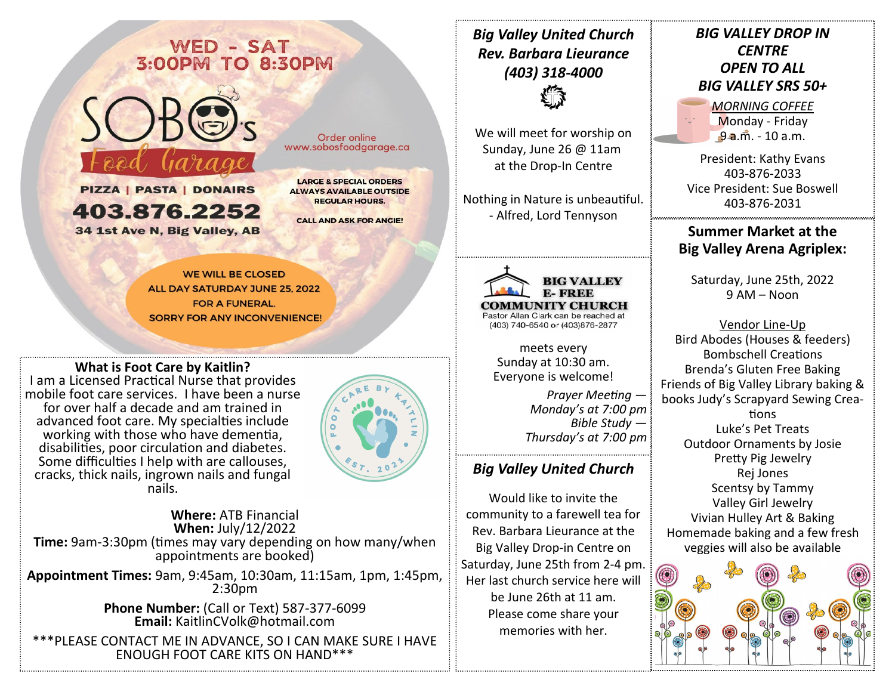WED - SAT
3:00PM TO 8:30PM

# SOBO's Food Garage

PIZZA | PASTA | DONAIRS

**403.876.2252**

34 1st Ave N, Big Valley, AB

Order online
www.sobosfoodgarage.ca

LARGE & SPECIAL ORDERS ALWAYS AVAILABLE OUTSIDE REGULAR HOURS.

CALL AND ASK FOR ANGIE!

WE WILL BE CLOSED ALL DAY SATURDAY JUNE 25, 2022 FOR A FUNERAL. SORRY FOR ANY INCONVENIENCE!

## What is Foot Care by Kaitlin?

I am a Licensed Practical Nurse that provides mobile foot care services. I have been a nurse for over half a decade and am trained in advanced foot care. My specialties include working with those who have dementia, disabilities, poor circulation and diabetes. Some difficulties I help with are callouses, cracks, thick nails, ingrown nails and fungal nails.

FOOT CARE BY KAITLIN EST. 2021

**Where:** ATB Financial
**When:** July/12/2022
**Time:** 9am-3:30pm (times may vary depending on how many/when appointments are booked)

**Appointment Times:** 9am, 9:45am, 10:30am, 11:15am, 1pm, 1:45pm, 2:30pm

**Phone Number:** (Call or Text) 587-377-6099
**Email:** KaitlinCVolk@hotmail.com

***PLEASE CONTACT ME IN ADVANCE, SO I CAN MAKE SURE I HAVE ENOUGH FOOT CARE KITS ON HAND***

## *Big Valley United Church*
## *Rev. Barbara Lieurance*
## *(403) 318-4000*

We will meet for worship on Sunday, June 26 @ 11am at the Drop-In Centre

Nothing in Nature is unbeautiful.
- Alfred, Lord Tennyson

## BIG VALLEY E- FREE COMMUNITY CHURCH

Pastor Allan Clark can be reached at (403) 740-6540 or (403)876-2877

meets every Sunday at 10:30 am.
Everyone is welcome!

*Prayer Meeting — Monday's at 7:00 pm*
*Bible Study — Thursday's at 7:00 pm*

## *Big Valley United Church*

Would like to invite the community to a farewell tea for Rev. Barbara Lieurance at the Big Valley Drop-in Centre on Saturday, June 25th from 2-4 pm. Her last church service here will be June 26th at 11 am. Please come share your memories with her.

## *BIG VALLEY DROP IN CENTRE OPEN TO ALL BIG VALLEY SRS 50+*

*MORNING COFFEE*
Monday - Friday
9 a.m. - 10 a.m.

President: Kathy Evans
403-876-2033
Vice President: Sue Boswell
403-876-2031

## Summer Market at the Big Valley Arena Agriplex:

Saturday, June 25th, 2022
9 AM – Noon

Vendor Line-Up
Bird Abodes (Houses & feeders)
Bombschell Creations
Brenda's Gluten Free Baking
Friends of Big Valley Library baking & books Judy's Scrapyard Sewing Creations
Luke's Pet Treats
Outdoor Ornaments by Josie
Pretty Pig Jewelry
Rej Jones
Scentsy by Tammy
Valley Girl Jewelry
Vivian Hulley Art & Baking
Homemade baking and a few fresh veggies will also be available